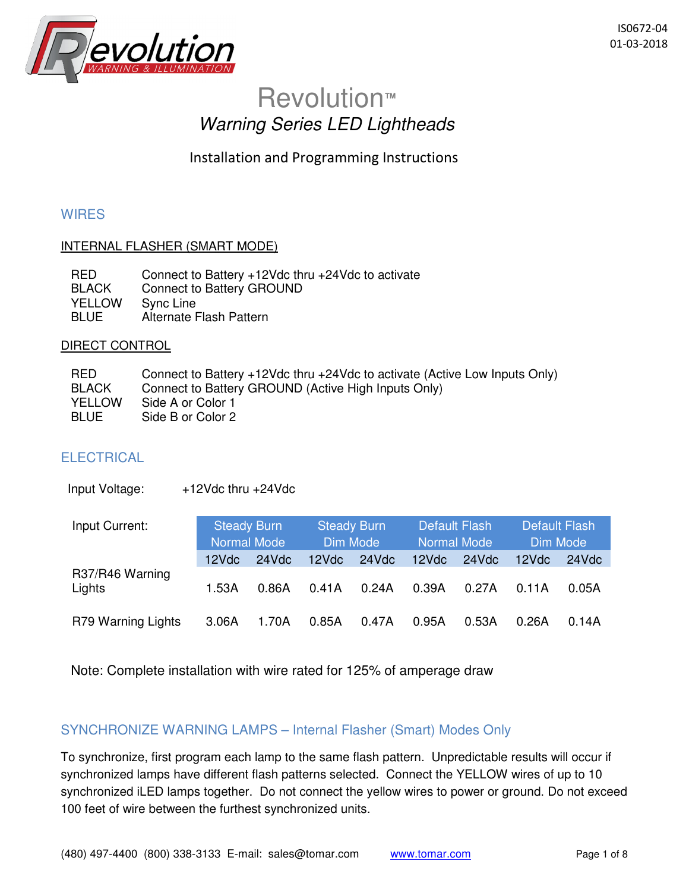IS0672-04
01-03-2018

# Revolution™

## *Warning Series LED Lightheads*

Installation and Programming Instructions

## WIRES

### INTERNAL FLASHER (SMART MODE)

| | |
|---|---|
| RED | Connect to Battery +12Vdc thru +24Vdc to activate |
| BLACK | Connect to Battery GROUND |
| YELLOW | Sync Line |
| BLUE | Alternate Flash Pattern |

### DIRECT CONTROL

| | |
|---|---|
| RED | Connect to Battery +12Vdc thru +24Vdc to activate (Active Low Inputs Only) |
| BLACK | Connect to Battery GROUND (Active High Inputs Only) |
| YELLOW | Side A or Color 1 |
| BLUE | Side B or Color 2 |

## ELECTRICAL

Input Voltage: +12Vdc thru +24Vdc

| Input Current: | Steady Burn Normal Mode | | Steady Burn Dim Mode | | Default Flash Normal Mode | | Default Flash Dim Mode | |
|---|---|---|---|---|---|---|---|---|
| | 12Vdc | 24Vdc | 12Vdc | 24Vdc | 12Vdc | 24Vdc | 12Vdc | 24Vdc |
| R37/R46 Warning Lights | 1.53A | 0.86A | 0.41A | 0.24A | 0.39A | 0.27A | 0.11A | 0.05A |
| R79 Warning Lights | 3.06A | 1.70A | 0.85A | 0.47A | 0.95A | 0.53A | 0.26A | 0.14A |

Note: Complete installation with wire rated for 125% of amperage draw

## SYNCHRONIZE WARNING LAMPS – Internal Flasher (Smart) Modes Only

To synchronize, first program each lamp to the same flash pattern. Unpredictable results will occur if synchronized lamps have different flash patterns selected. Connect the YELLOW wires of up to 10 synchronized iLED lamps together. Do not connect the yellow wires to power or ground. Do not exceed 100 feet of wire between the furthest synchronized units.

(480) 497-4400 (800) 338-3133 E-mail: sales@tomar.com www.tomar.com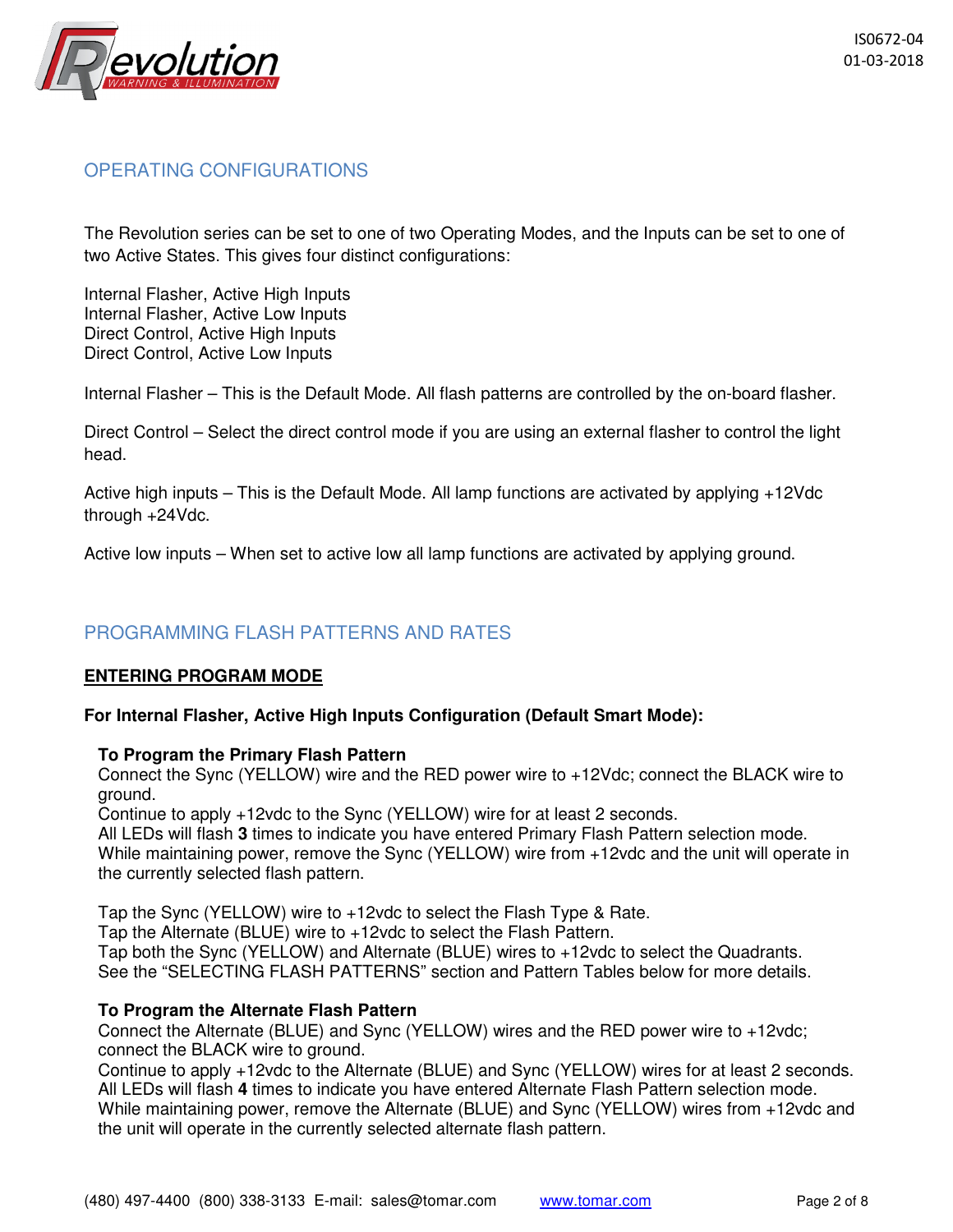## OPERATING CONFIGURATIONS

The Revolution series can be set to one of two Operating Modes, and the Inputs can be set to one of two Active States. This gives four distinct configurations:

Internal Flasher, Active High Inputs
Internal Flasher, Active Low Inputs
Direct Control, Active High Inputs
Direct Control, Active Low Inputs

Internal Flasher – This is the Default Mode. All flash patterns are controlled by the on-board flasher.

Direct Control – Select the direct control mode if you are using an external flasher to control the light head.

Active high inputs – This is the Default Mode. All lamp functions are activated by applying +12Vdc through +24Vdc.

Active low inputs – When set to active low all lamp functions are activated by applying ground.

## PROGRAMMING FLASH PATTERNS AND RATES

### <u>ENTERING PROGRAM MODE</u>

**For Internal Flasher, Active High Inputs Configuration (Default Smart Mode):**

**To Program the Primary Flash Pattern**
Connect the Sync (YELLOW) wire and the RED power wire to +12Vdc; connect the BLACK wire to ground.
Continue to apply +12vdc to the Sync (YELLOW) wire for at least 2 seconds.
All LEDs will flash **3** times to indicate you have entered Primary Flash Pattern selection mode.
While maintaining power, remove the Sync (YELLOW) wire from +12vdc and the unit will operate in the currently selected flash pattern.

Tap the Sync (YELLOW) wire to +12vdc to select the Flash Type & Rate.
Tap the Alternate (BLUE) wire to +12vdc to select the Flash Pattern.
Tap both the Sync (YELLOW) and Alternate (BLUE) wires to +12vdc to select the Quadrants.
See the "SELECTING FLASH PATTERNS" section and Pattern Tables below for more details.

**To Program the Alternate Flash Pattern**
Connect the Alternate (BLUE) and Sync (YELLOW) wires and the RED power wire to +12vdc; connect the BLACK wire to ground.
Continue to apply +12vdc to the Alternate (BLUE) and Sync (YELLOW) wires for at least 2 seconds.
All LEDs will flash **4** times to indicate you have entered Alternate Flash Pattern selection mode.
While maintaining power, remove the Alternate (BLUE) and Sync (YELLOW) wires from +12vdc and the unit will operate in the currently selected alternate flash pattern.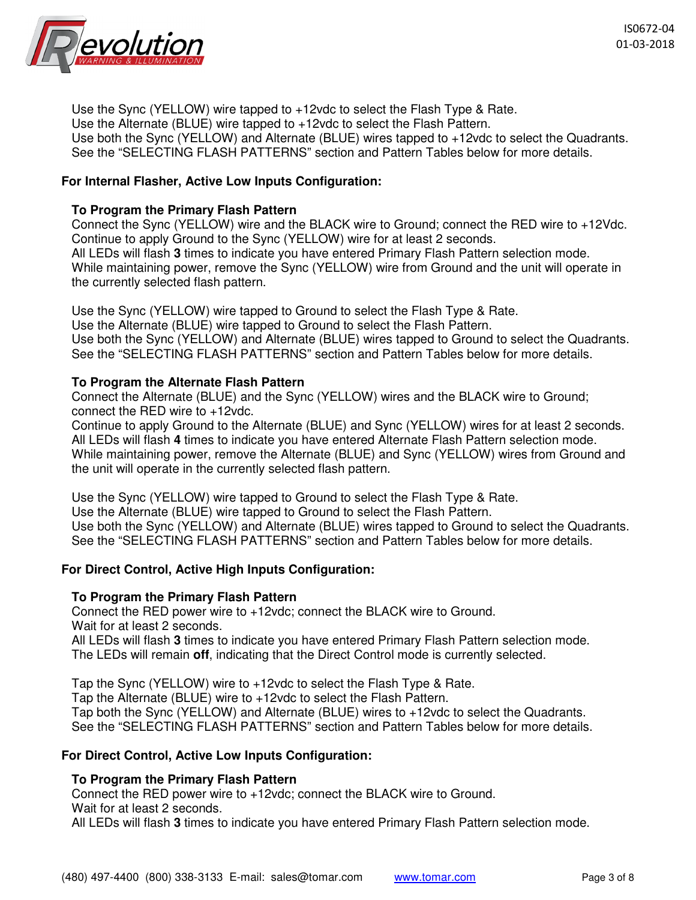Use the Sync (YELLOW) wire tapped to +12vdc to select the Flash Type & Rate.
Use the Alternate (BLUE) wire tapped to +12vdc to select the Flash Pattern.
Use both the Sync (YELLOW) and Alternate (BLUE) wires tapped to +12vdc to select the Quadrants.
See the "SELECTING FLASH PATTERNS" section and Pattern Tables below for more details.

**For Internal Flasher, Active Low Inputs Configuration:**

**To Program the Primary Flash Pattern**

Connect the Sync (YELLOW) wire and the BLACK wire to Ground; connect the RED wire to +12Vdc.
Continue to apply Ground to the Sync (YELLOW) wire for at least 2 seconds.
All LEDs will flash **3** times to indicate you have entered Primary Flash Pattern selection mode.
While maintaining power, remove the Sync (YELLOW) wire from Ground and the unit will operate in the currently selected flash pattern.

Use the Sync (YELLOW) wire tapped to Ground to select the Flash Type & Rate.
Use the Alternate (BLUE) wire tapped to Ground to select the Flash Pattern.
Use both the Sync (YELLOW) and Alternate (BLUE) wires tapped to Ground to select the Quadrants.
See the "SELECTING FLASH PATTERNS" section and Pattern Tables below for more details.

**To Program the Alternate Flash Pattern**

Connect the Alternate (BLUE) and the Sync (YELLOW) wires and the BLACK wire to Ground; connect the RED wire to +12vdc.
Continue to apply Ground to the Alternate (BLUE) and Sync (YELLOW) wires for at least 2 seconds.
All LEDs will flash **4** times to indicate you have entered Alternate Flash Pattern selection mode.
While maintaining power, remove the Alternate (BLUE) and Sync (YELLOW) wires from Ground and the unit will operate in the currently selected flash pattern.

Use the Sync (YELLOW) wire tapped to Ground to select the Flash Type & Rate.
Use the Alternate (BLUE) wire tapped to Ground to select the Flash Pattern.
Use both the Sync (YELLOW) and Alternate (BLUE) wires tapped to Ground to select the Quadrants.
See the "SELECTING FLASH PATTERNS" section and Pattern Tables below for more details.

**For Direct Control, Active High Inputs Configuration:**

**To Program the Primary Flash Pattern**

Connect the RED power wire to +12vdc; connect the BLACK wire to Ground.
Wait for at least 2 seconds.
All LEDs will flash **3** times to indicate you have entered Primary Flash Pattern selection mode.
The LEDs will remain **off**, indicating that the Direct Control mode is currently selected.

Tap the Sync (YELLOW) wire to +12vdc to select the Flash Type & Rate.
Tap the Alternate (BLUE) wire to +12vdc to select the Flash Pattern.
Tap both the Sync (YELLOW) and Alternate (BLUE) wires to +12vdc to select the Quadrants.
See the "SELECTING FLASH PATTERNS" section and Pattern Tables below for more details.

**For Direct Control, Active Low Inputs Configuration:**

**To Program the Primary Flash Pattern**

Connect the RED power wire to +12vdc; connect the BLACK wire to Ground.
Wait for at least 2 seconds.
All LEDs will flash **3** times to indicate you have entered Primary Flash Pattern selection mode.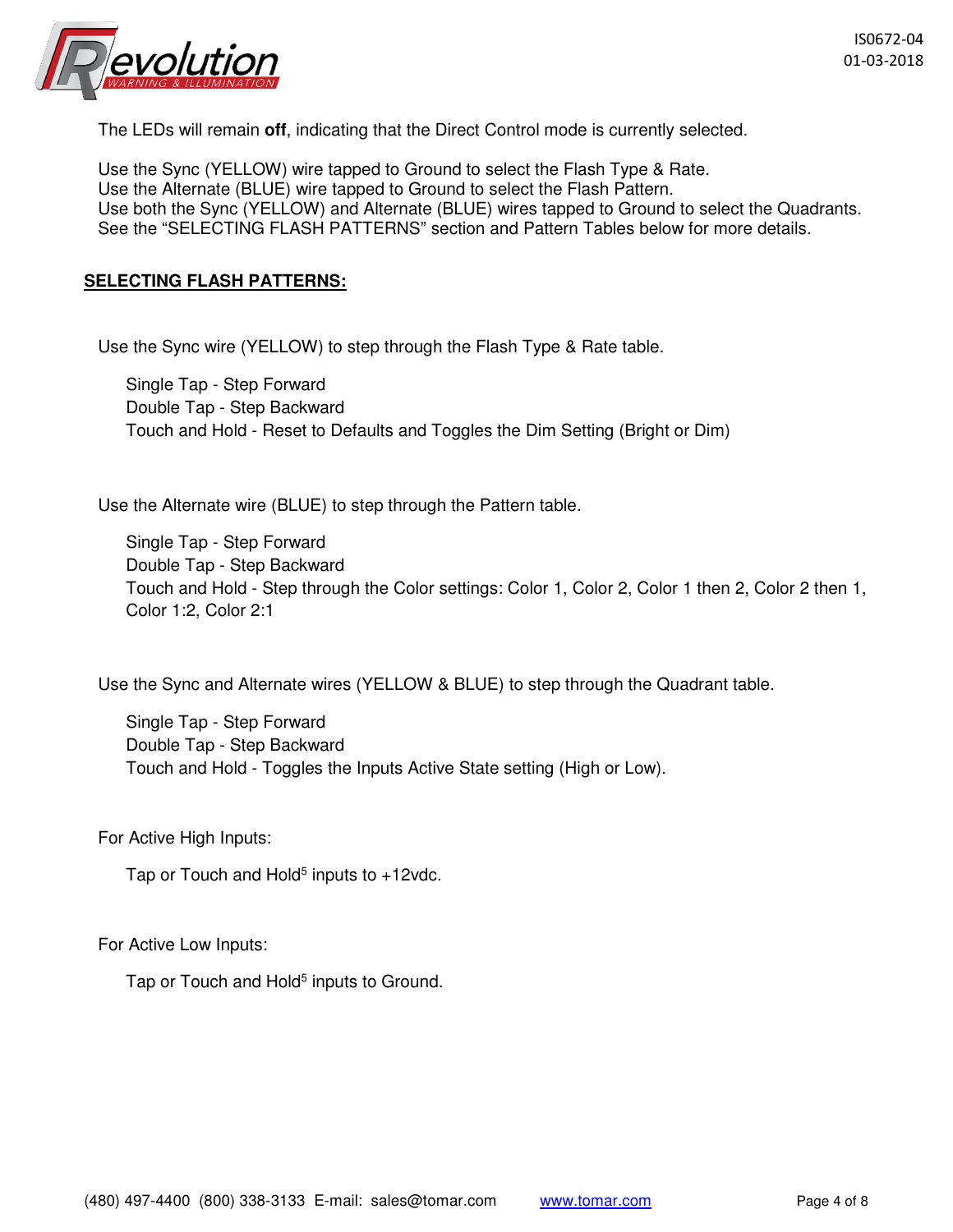The LEDs will remain **off**, indicating that the Direct Control mode is currently selected.

Use the Sync (YELLOW) wire tapped to Ground to select the Flash Type & Rate.
Use the Alternate (BLUE) wire tapped to Ground to select the Flash Pattern.
Use both the Sync (YELLOW) and Alternate (BLUE) wires tapped to Ground to select the Quadrants.
See the "SELECTING FLASH PATTERNS" section and Pattern Tables below for more details.

## SELECTING FLASH PATTERNS:

Use the Sync wire (YELLOW) to step through the Flash Type & Rate table.

Single Tap - Step Forward
Double Tap - Step Backward
Touch and Hold - Reset to Defaults and Toggles the Dim Setting (Bright or Dim)

Use the Alternate wire (BLUE) to step through the Pattern table.

Single Tap - Step Forward
Double Tap - Step Backward
Touch and Hold - Step through the Color settings: Color 1, Color 2, Color 1 then 2, Color 2 then 1, Color 1:2, Color 2:1

Use the Sync and Alternate wires (YELLOW & BLUE) to step through the Quadrant table.

Single Tap - Step Forward
Double Tap - Step Backward
Touch and Hold - Toggles the Inputs Active State setting (High or Low).

For Active High Inputs:

Tap or Touch and Hold[5] inputs to +12vdc.

For Active Low Inputs:

Tap or Touch and Hold[5] inputs to Ground.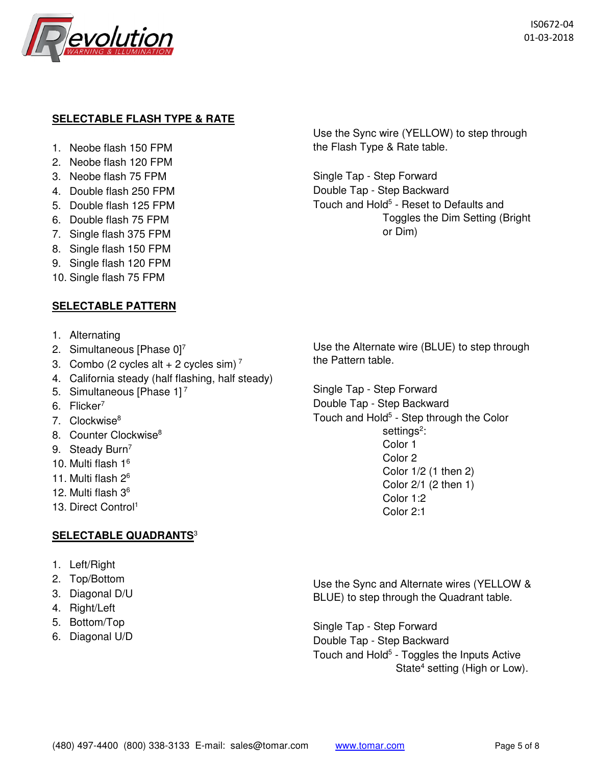## SELECTABLE FLASH TYPE & RATE

1. Neobe flash 150 FPM
2. Neobe flash 120 FPM
3. Neobe flash 75 FPM
4. Double flash 250 FPM
5. Double flash 125 FPM
6. Double flash 75 FPM
7. Single flash 375 FPM
8. Single flash 150 FPM
9. Single flash 120 FPM
10. Single flash 75 FPM

Use the Sync wire (YELLOW) to step through the Flash Type & Rate table.

Single Tap - Step Forward
Double Tap - Step Backward
Touch and Hold[5] - Reset to Defaults and Toggles the Dim Setting (Bright or Dim)

## SELECTABLE PATTERN

1. Alternating
2. Simultaneous [Phase 0][7]
3. Combo (2 cycles alt + 2 cycles sim) [7]
4. California steady (half flashing, half steady)
5. Simultaneous [Phase 1] [7]
6. Flicker[7]
7. Clockwise[8]
8. Counter Clockwise[8]
9. Steady Burn[7]
10. Multi flash 1[6]
11. Multi flash 2[6]
12. Multi flash 3[6]
13. Direct Control[1]

Use the Alternate wire (BLUE) to step through the Pattern table.

Single Tap - Step Forward
Double Tap - Step Backward
Touch and Hold[5] - Step through the Color settings[2]:
Color 1
Color 2
Color 1/2 (1 then 2)
Color 2/1 (2 then 1)
Color 1:2
Color 2:1

## SELECTABLE QUADRANTS[3]

1. Left/Right
2. Top/Bottom
3. Diagonal D/U
4. Right/Left
5. Bottom/Top
6. Diagonal U/D

Use the Sync and Alternate wires (YELLOW & BLUE) to step through the Quadrant table.

Single Tap - Step Forward
Double Tap - Step Backward
Touch and Hold[5] - Toggles the Inputs Active State[4] setting (High or Low).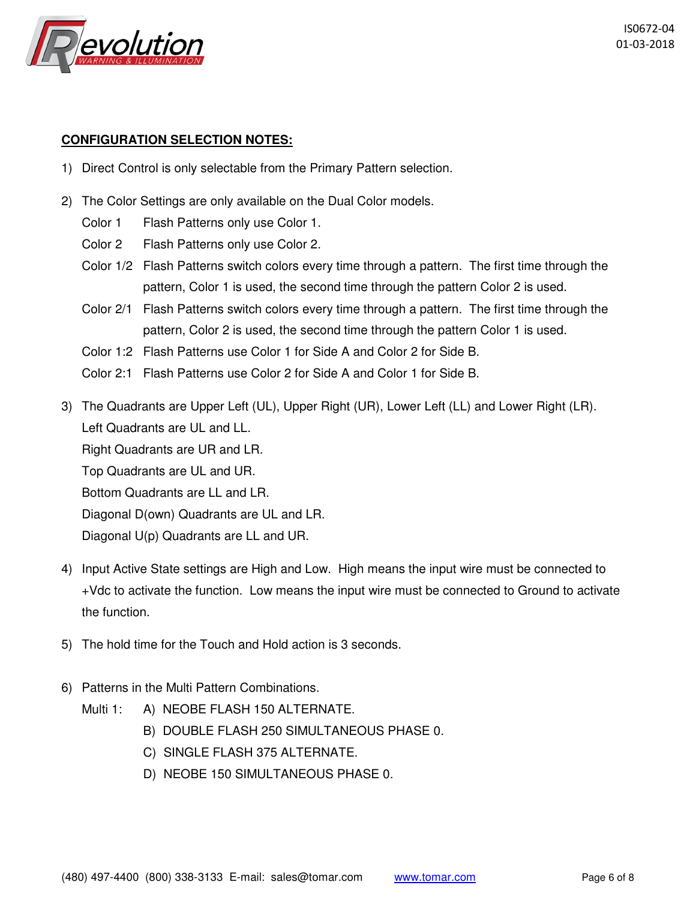**CONFIGURATION SELECTION NOTES:**

1) Direct Control is only selectable from the Primary Pattern selection.

2) The Color Settings are only available on the Dual Color models.
   - Color 1 Flash Patterns only use Color 1.
   - Color 2 Flash Patterns only use Color 2.
   - Color 1/2 Flash Patterns switch colors every time through a pattern. The first time through the pattern, Color 1 is used, the second time through the pattern Color 2 is used.
   - Color 2/1 Flash Patterns switch colors every time through a pattern. The first time through the pattern, Color 2 is used, the second time through the pattern Color 1 is used.
   - Color 1:2 Flash Patterns use Color 1 for Side A and Color 2 for Side B.
   - Color 2:1 Flash Patterns use Color 2 for Side A and Color 1 for Side B.

3) The Quadrants are Upper Left (UL), Upper Right (UR), Lower Left (LL) and Lower Right (LR).
   - Left Quadrants are UL and LL.
   - Right Quadrants are UR and LR.
   - Top Quadrants are UL and UR.
   - Bottom Quadrants are LL and LR.
   - Diagonal D(own) Quadrants are UL and LR.
   - Diagonal U(p) Quadrants are LL and UR.

4) Input Active State settings are High and Low. High means the input wire must be connected to +Vdc to activate the function. Low means the input wire must be connected to Ground to activate the function.

5) The hold time for the Touch and Hold action is 3 seconds.

6) Patterns in the Multi Pattern Combinations.

   Multi 1:
   - A) NEOBE FLASH 150 ALTERNATE.
   - B) DOUBLE FLASH 250 SIMULTANEOUS PHASE 0.
   - C) SINGLE FLASH 375 ALTERNATE.
   - D) NEOBE 150 SIMULTANEOUS PHASE 0.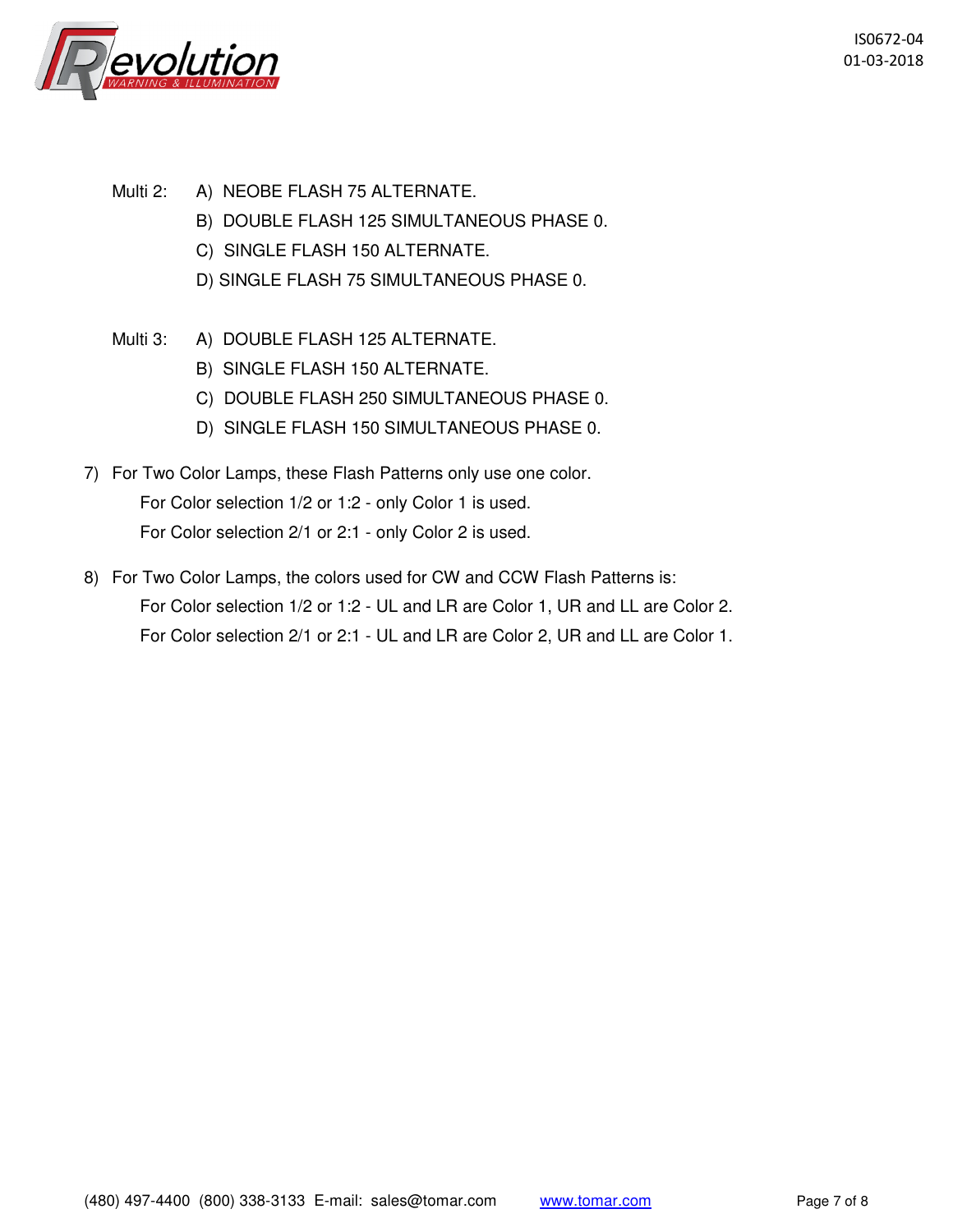Multi 2:
- A) NEOBE FLASH 75 ALTERNATE.
- B) DOUBLE FLASH 125 SIMULTANEOUS PHASE 0.
- C) SINGLE FLASH 150 ALTERNATE.
- D) SINGLE FLASH 75 SIMULTANEOUS PHASE 0.

Multi 3:
- A) DOUBLE FLASH 125 ALTERNATE.
- B) SINGLE FLASH 150 ALTERNATE.
- C) DOUBLE FLASH 250 SIMULTANEOUS PHASE 0.
- D) SINGLE FLASH 150 SIMULTANEOUS PHASE 0.

7) For Two Color Lamps, these Flash Patterns only use one color.
   For Color selection 1/2 or 1:2 - only Color 1 is used.
   For Color selection 2/1 or 2:1 - only Color 2 is used.

8) For Two Color Lamps, the colors used for CW and CCW Flash Patterns is:
   For Color selection 1/2 or 1:2 - UL and LR are Color 1, UR and LL are Color 2.
   For Color selection 2/1 or 2:1 - UL and LR are Color 2, UR and LL are Color 1.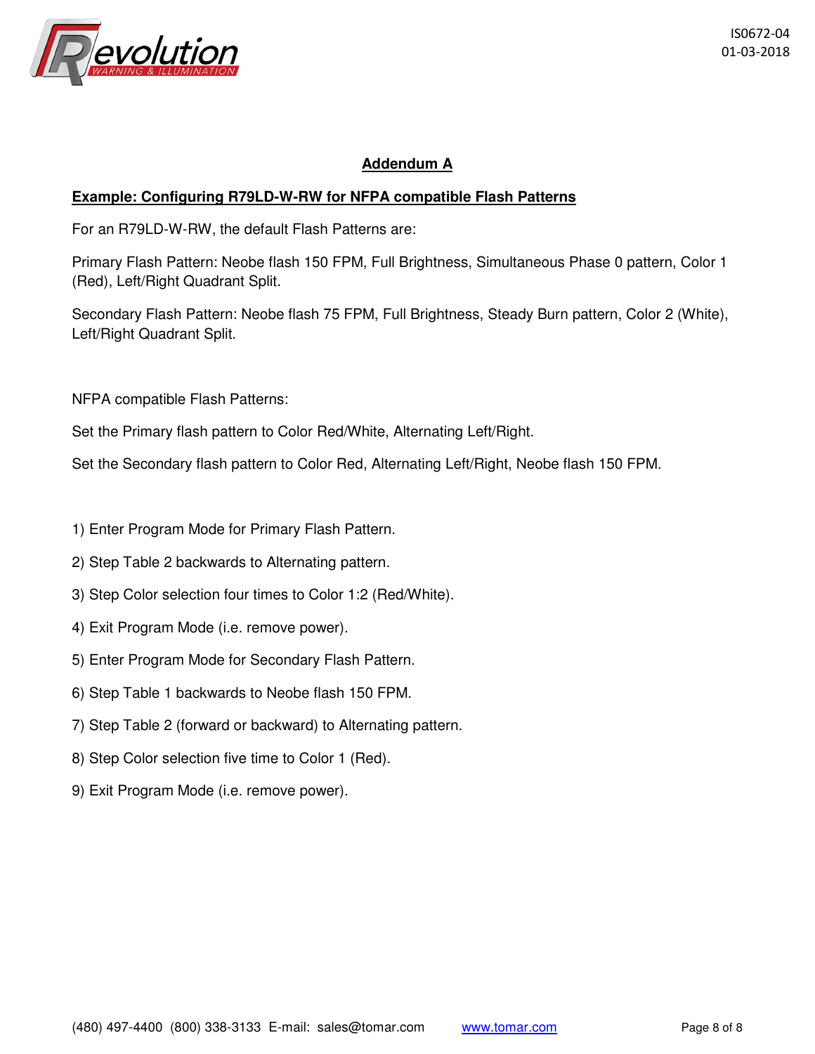## Addendum A

### Example: Configuring R79LD-W-RW for NFPA compatible Flash Patterns

For an R79LD-W-RW, the default Flash Patterns are:

Primary Flash Pattern: Neobe flash 150 FPM, Full Brightness, Simultaneous Phase 0 pattern, Color 1 (Red), Left/Right Quadrant Split.

Secondary Flash Pattern: Neobe flash 75 FPM, Full Brightness, Steady Burn pattern, Color 2 (White), Left/Right Quadrant Split.

NFPA compatible Flash Patterns:

Set the Primary flash pattern to Color Red/White, Alternating Left/Right.

Set the Secondary flash pattern to Color Red, Alternating Left/Right, Neobe flash 150 FPM.

1) Enter Program Mode for Primary Flash Pattern.
2) Step Table 2 backwards to Alternating pattern.
3) Step Color selection four times to Color 1:2 (Red/White).
4) Exit Program Mode (i.e. remove power).
5) Enter Program Mode for Secondary Flash Pattern.
6) Step Table 1 backwards to Neobe flash 150 FPM.
7) Step Table 2 (forward or backward) to Alternating pattern.
8) Step Color selection five time to Color 1 (Red).
9) Exit Program Mode (i.e. remove power).